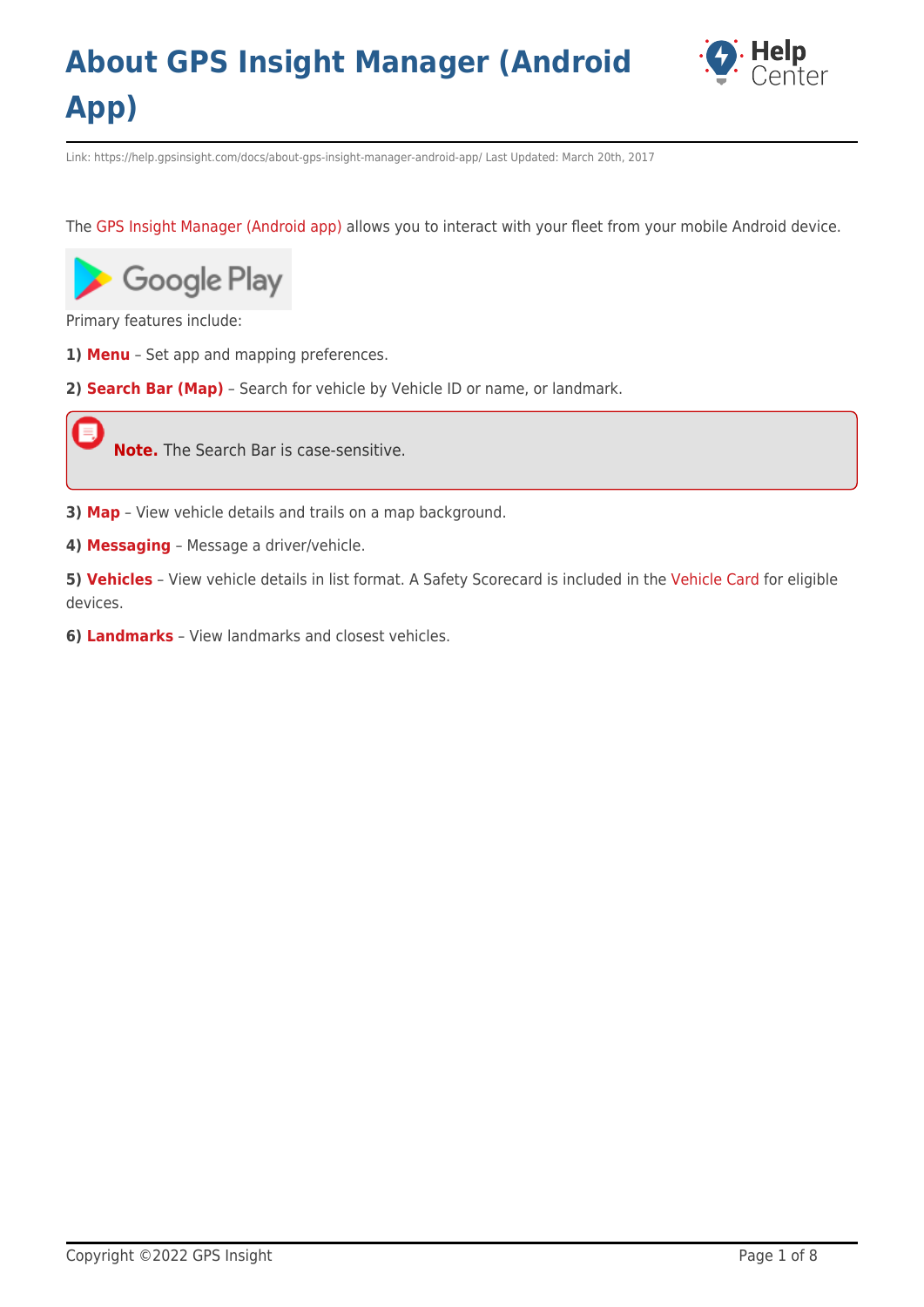# About GPS Insight Manager (Android App)

Link: https://help.gpsinsight.com/docs/about-gps-insight-manager-android-app/ Last Updated: March 20th, 2017

The GPS Insight Manager (Android app) allows you to interact with your fleet from your mobile Android device.

Primary features include:

**1) Menu** – Set app and mapping preferences.

**2) Search Bar (Map)** – Search for vehicle by Vehicle ID or name, or landmark.

> **Note.** The Search Bar is case-sensitive.

**3) Map** – View vehicle details and trails on a map background.

**4) Messaging** – Message a driver/vehicle.

**5) Vehicles** – View vehicle details in list format. A Safety Scorecard is included in the Vehicle Card for eligible devices.

**6) Landmarks** – View landmarks and closest vehicles.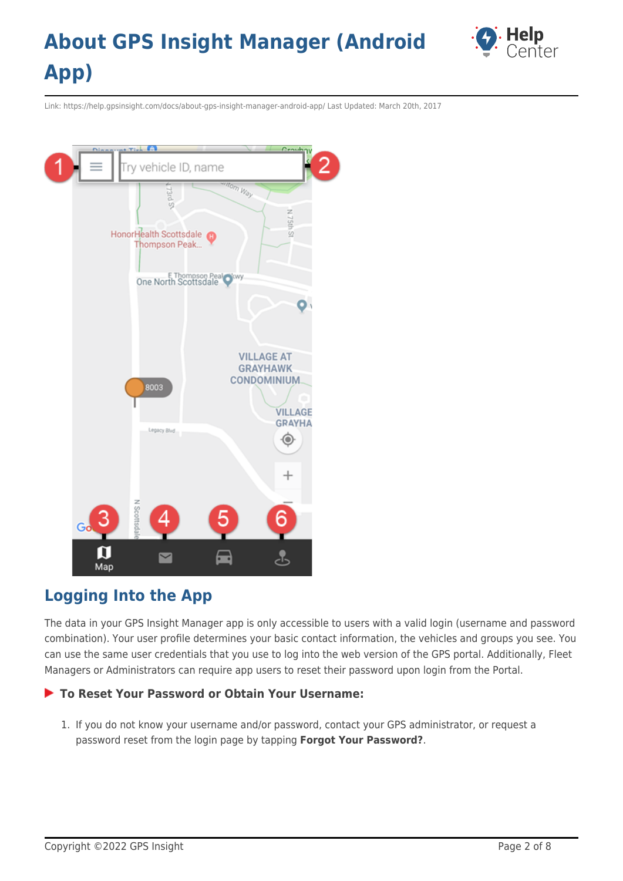## Logging Into the App

The data in your GPS Insight Manager app is only accessible to users with a valid login (username and password combination). Your user profile determines your basic contact information, the vehicles and groups you see. You can use the same user credentials that you use to log into the web version of the GPS portal. Additionally, Fleet Managers or Administrators can require app users to reset their password upon login from the Portal.

### To Reset Your Password or Obtain Your Username:

1. If you do not know your username and/or password, contact your GPS administrator, or request a password reset from the login page by tapping **Forgot Your Password?**.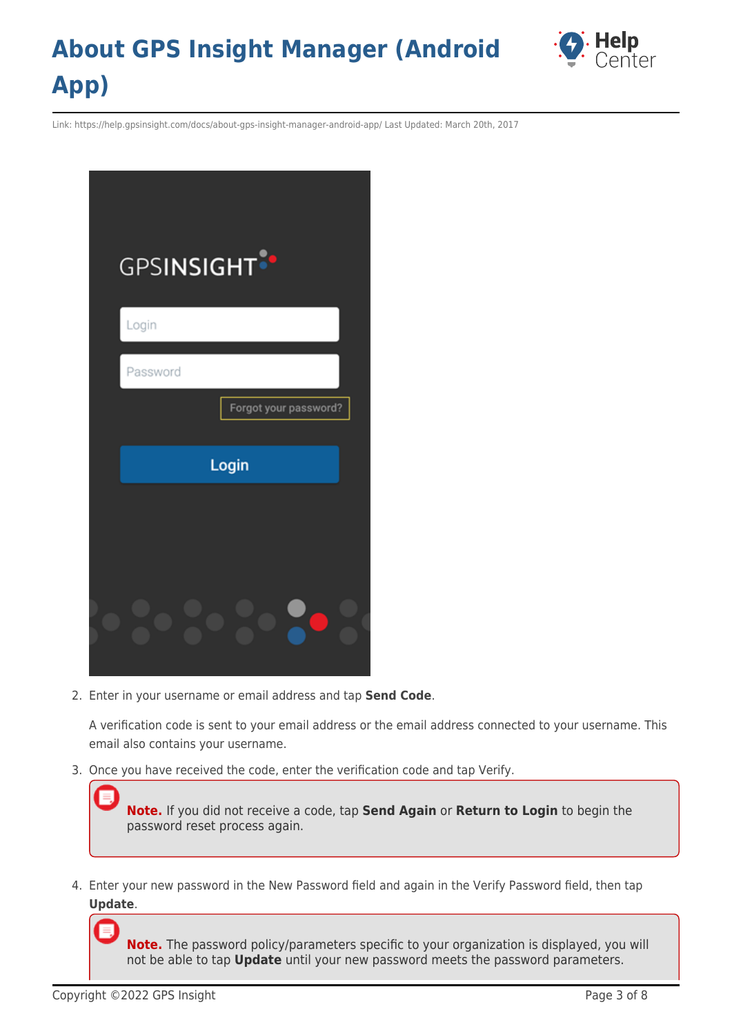2. Enter in your username or email address and tap **Send Code**.

   A verification code is sent to your email address or the email address connected to your username. This email also contains your username.

3. Once you have received the code, enter the verification code and tap Verify.

   **Note.** If you did not receive a code, tap **Send Again** or **Return to Login** to begin the password reset process again.

4. Enter your new password in the New Password field and again in the Verify Password field, then tap **Update**.

   **Note.** The password policy/parameters specific to your organization is displayed, you will not be able to tap **Update** until your new password meets the password parameters.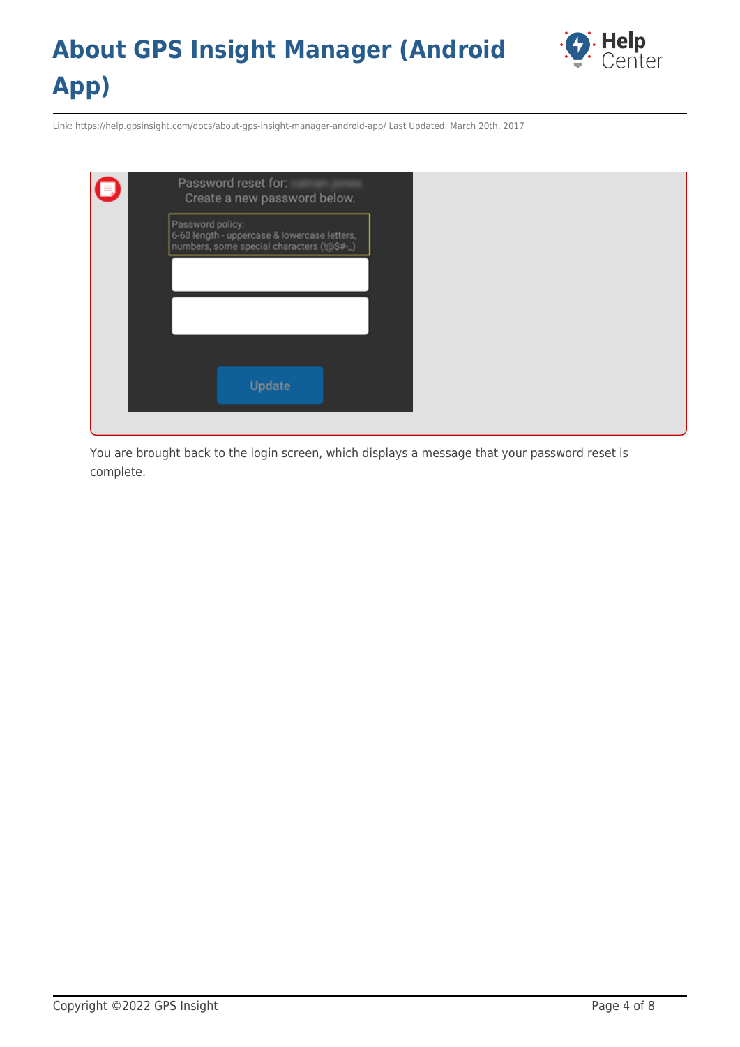You are brought back to the login screen, which displays a message that your password reset is complete.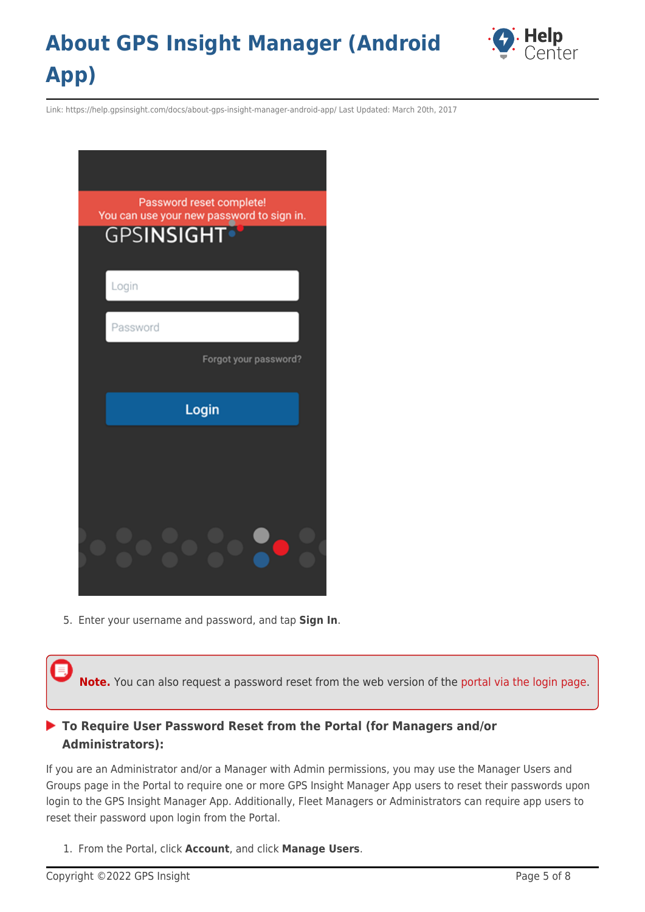5. Enter your username and password, and tap **Sign In**.

> **Note.** You can also request a password reset from the web version of the portal via the login page.

### To Require User Password Reset from the Portal (for Managers and/or Administrators):

If you are an Administrator and/or a Manager with Admin permissions, you may use the Manager Users and Groups page in the Portal to require one or more GPS Insight Manager App users to reset their passwords upon login to the GPS Insight Manager App. Additionally, Fleet Managers or Administrators can require app users to reset their password upon login from the Portal.

1. From the Portal, click **Account**, and click **Manage Users**.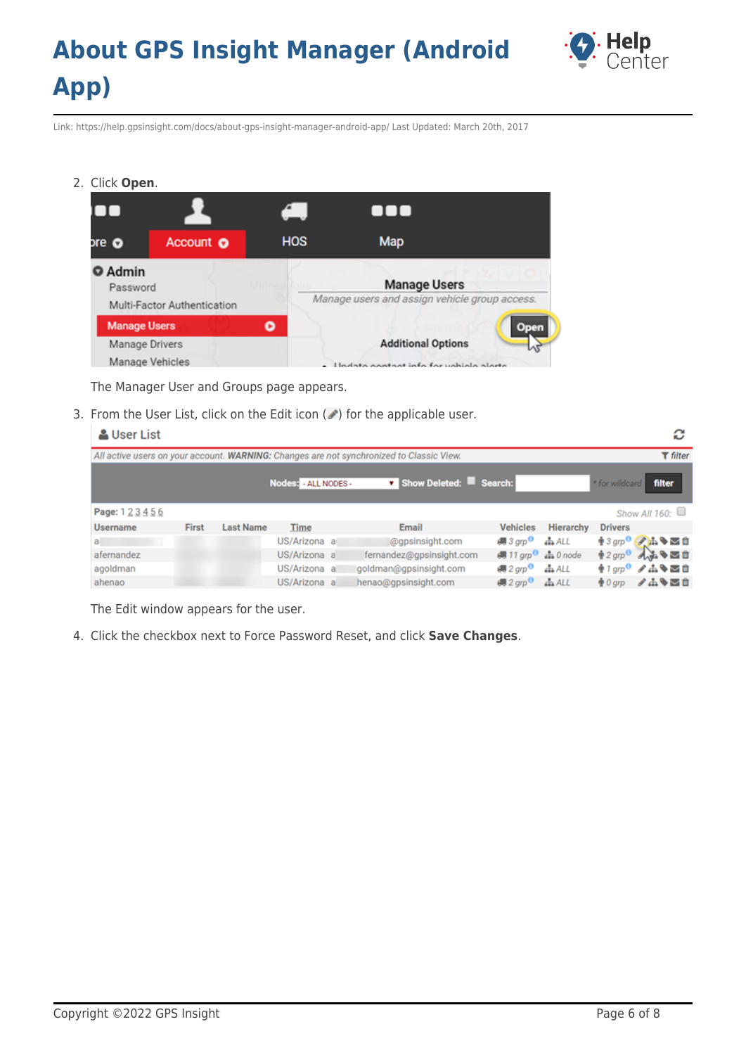2. Click **Open**.

   The Manager User and Groups page appears.

3. From the User List, click on the Edit icon ( ) for the applicable user.

   The Edit window appears for the user.

4. Click the checkbox next to Force Password Reset, and click **Save Changes**.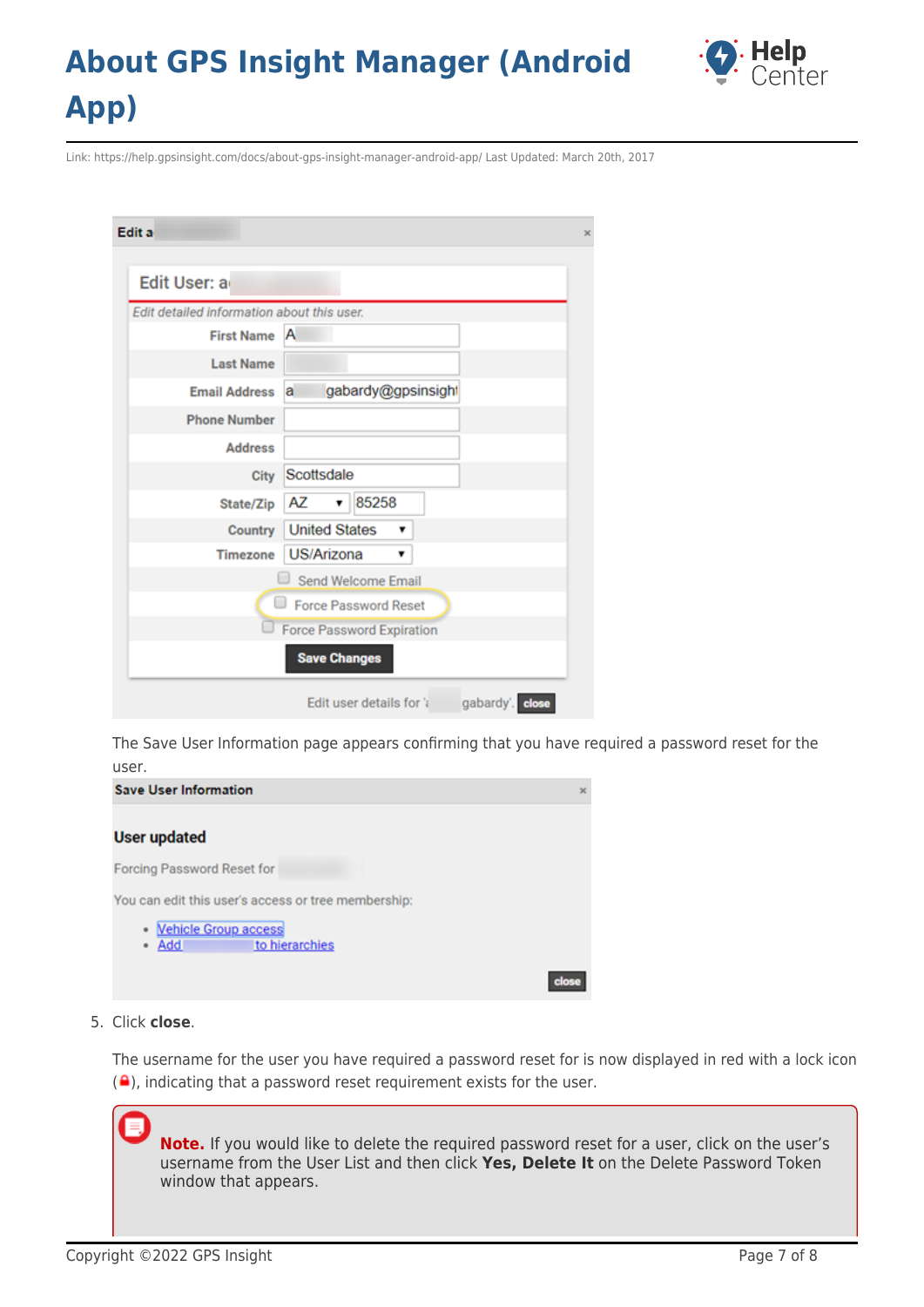The Save User Information page appears confirming that you have required a password reset for the user.

5. Click **close**.

   The username for the user you have required a password reset for is now displayed in red with a lock icon (🔒), indicating that a password reset requirement exists for the user.

> **Note.** If you would like to delete the required password reset for a user, click on the user's username from the User List and then click **Yes, Delete It** on the Delete Password Token window that appears.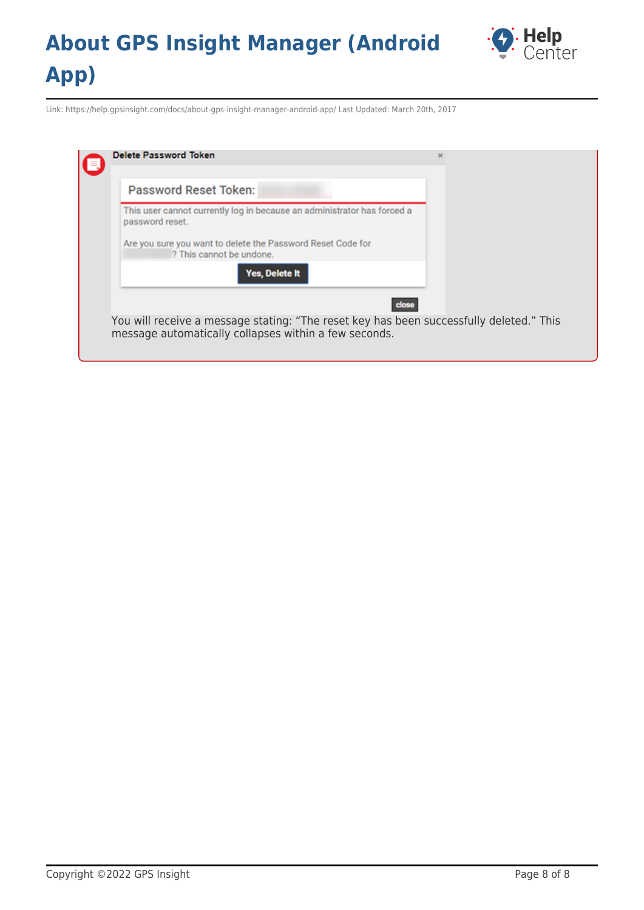Delete Password Token

Password Reset Token:

This user cannot currently log in because an administrator has forced a password reset.

Are you sure you want to delete the Password Reset Code for ? This cannot be undone.

Yes, Delete It

close

You will receive a message stating: "The reset key has been successfully deleted." This message automatically collapses within a few seconds.